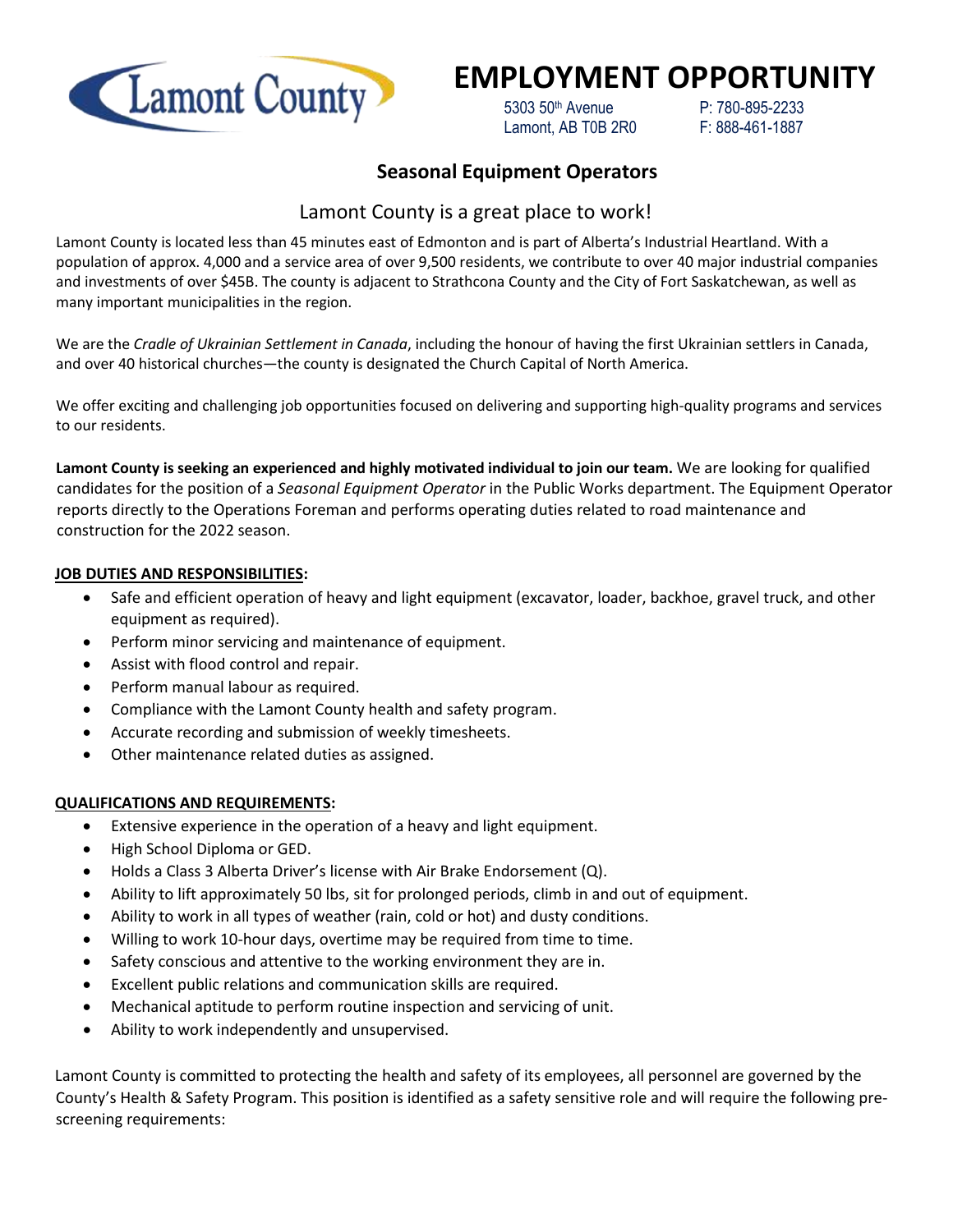Lamont County

# EMPLOYMENT OPPORTUNITY

5303 50th Avenue
Lamont, AB T0B 2R0

P: 780-895-2233
F: 888-461-1887

## Seasonal Equipment Operators

### Lamont County is a great place to work!

Lamont County is located less than 45 minutes east of Edmonton and is part of Alberta's Industrial Heartland. With a population of approx. 4,000 and a service area of over 9,500 residents, we contribute to over 40 major industrial companies and investments of over $45B. The county is adjacent to Strathcona County and the City of Fort Saskatchewan, as well as many important municipalities in the region.

We are the *Cradle of Ukrainian Settlement in Canada*, including the honour of having the first Ukrainian settlers in Canada, and over 40 historical churches—the county is designated the Church Capital of North America.

We offer exciting and challenging job opportunities focused on delivering and supporting high-quality programs and services to our residents.

**Lamont County is seeking an experienced and highly motivated individual to join our team.** We are looking for qualified candidates for the position of a *Seasonal Equipment Operator* in the Public Works department. The Equipment Operator reports directly to the Operations Foreman and performs operating duties related to road maintenance and construction for the 2022 season.

**JOB DUTIES AND RESPONSIBILITIES:**

- Safe and efficient operation of heavy and light equipment (excavator, loader, backhoe, gravel truck, and other equipment as required).
- Perform minor servicing and maintenance of equipment.
- Assist with flood control and repair.
- Perform manual labour as required.
- Compliance with the Lamont County health and safety program.
- Accurate recording and submission of weekly timesheets.
- Other maintenance related duties as assigned.

**QUALIFICATIONS AND REQUIREMENTS:**

- Extensive experience in the operation of a heavy and light equipment.
- High School Diploma or GED.
- Holds a Class 3 Alberta Driver's license with Air Brake Endorsement (Q).
- Ability to lift approximately 50 lbs, sit for prolonged periods, climb in and out of equipment.
- Ability to work in all types of weather (rain, cold or hot) and dusty conditions.
- Willing to work 10-hour days, overtime may be required from time to time.
- Safety conscious and attentive to the working environment they are in.
- Excellent public relations and communication skills are required.
- Mechanical aptitude to perform routine inspection and servicing of unit.
- Ability to work independently and unsupervised.

Lamont County is committed to protecting the health and safety of its employees, all personnel are governed by the County's Health & Safety Program. This position is identified as a safety sensitive role and will require the following pre-screening requirements: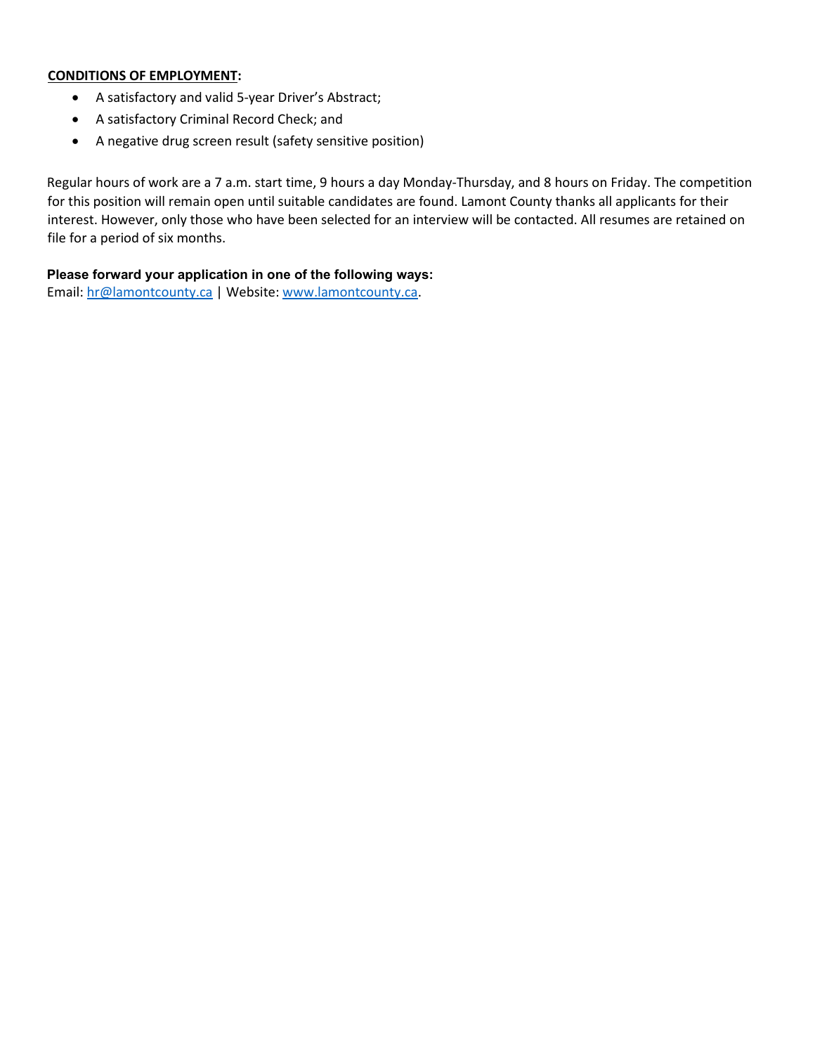**CONDITIONS OF EMPLOYMENT:**

- A satisfactory and valid 5-year Driver's Abstract;
- A satisfactory Criminal Record Check; and
- A negative drug screen result (safety sensitive position)

Regular hours of work are a 7 a.m. start time, 9 hours a day Monday-Thursday, and 8 hours on Friday. The competition for this position will remain open until suitable candidates are found. Lamont County thanks all applicants for their interest. However, only those who have been selected for an interview will be contacted. All resumes are retained on file for a period of six months.

**Please forward your application in one of the following ways:**
Email: hr@lamontcounty.ca | Website: www.lamontcounty.ca.